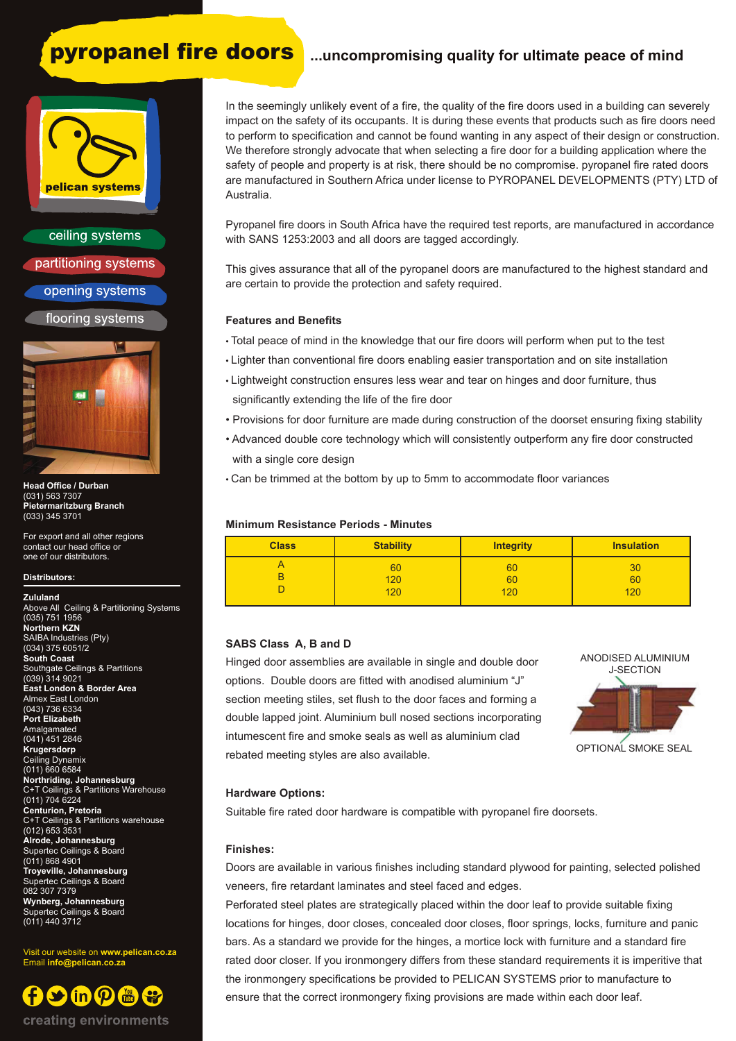# pyropanel fire doors

## ...uncompromising quality for ultimate peace of mind

In the seemingly unlikely event of a fire, the quality of the fire doors used in a building can severely impact on the safety of its occupants. It is during these events that products such as fire doors need to perform to specification and cannot be found wanting in any aspect of their design or construction. We therefore strongly advocate that when selecting a fire door for a building application where the safety of people and property is at risk, there should be no compromise. pyropanel fire rated doors are manufactured in Southern Africa under license to PYROPANEL DEVELOPMENTS (PTY) LTD of Australia.

Pyropanel fire doors in South Africa have the required test reports, are manufactured in accordance with SANS 1253:2003 and all doors are tagged accordingly.

This gives assurance that all of the pyropanel doors are manufactured to the highest standard and are certain to provide the protection and safety required.

### Features and Benefits

- Total peace of mind in the knowledge that our fire doors will perform when put to the test
- Lighter than conventional fire doors enabling easier transportation and on site installation
- Lightweight construction ensures less wear and tear on hinges and door furniture, thus significantly extending the life of the fire door
- Provisions for door furniture are made during construction of the doorset ensuring fixing stability
- Advanced double core technology which will consistently outperform any fire door constructed with a single core design
- Can be trimmed at the bottom by up to 5mm to accommodate floor variances

### Minimum Resistance Periods - Minutes

| Class | Stability | Integrity | Insulation |
|---|---|---|---|
| A | 60 | 60 | 30 |
| B | 120 | 60 | 60 |
| D | 120 | 120 | 120 |

### SABS Class A, B and D

Hinged door assemblies are available in single and double door options. Double doors are fitted with anodised aluminium "J" section meeting stiles, set flush to the door faces and forming a double lapped joint. Aluminium bull nosed sections incorporating intumescent fire and smoke seals as well as aluminium clad rebated meeting styles are also available.

ANODISED ALUMINIUM J-SECTION

OPTIONAL SMOKE SEAL

### Hardware Options:

Suitable fire rated door hardware is compatible with pyropanel fire doorsets.

### Finishes:

Doors are available in various finishes including standard plywood for painting, selected polished veneers, fire retardant laminates and steel faced and edges.

Perforated steel plates are strategically placed within the door leaf to provide suitable fixing locations for hinges, door closes, concealed door closes, floor springs, locks, furniture and panic bars. As a standard we provide for the hinges, a mortice lock with furniture and a standard fire rated door closer. If you ironmongery differs from these standard requirements it is imperitive that the ironmongery specifications be provided to PELICAN SYSTEMS prior to manufacture to ensure that the correct ironmongery fixing provisions are made within each door leaf.

---

pelican systems

- ceiling systems
- partitioning systems
- opening systems
- flooring systems

**Head Office / Durban**
(031) 563 7307
**Pietermaritzburg Branch**
(033) 345 3701

For export and all other regions contact our head office or one of our distributors.

**Distributors:**

**Zululand**
Above All Ceiling & Partitioning Systems
(035) 751 1956
**Northern KZN**
SAIBA Industries (Pty)
(034) 375 6051/2
**South Coast**
Southgate Ceilings & Partitions
(039) 314 9021
**East London & Border Area**
Almex East London
(043) 736 6334
**Port Elizabeth**
Amalgamated
(041) 451 2846
**Krugersdorp**
Ceiling Dynamix
(011) 660 6584
**Northriding, Johannesburg**
C+T Ceilings & Partitions Warehouse
(011) 704 6224
**Centurion, Pretoria**
C+T Ceilings & Partitions warehouse
(012) 653 3531
**Alrode, Johannesburg**
Supertec Ceilings & Board
(011) 868 4901
**Troyeville, Johannesburg**
Supertec Ceilings & Board
082 307 7379
**Wynberg, Johannesburg**
Supertec Ceilings & Board
(011) 440 3712

Visit our website on **www.pelican.co.za**
Email **info@pelican.co.za**

creating environments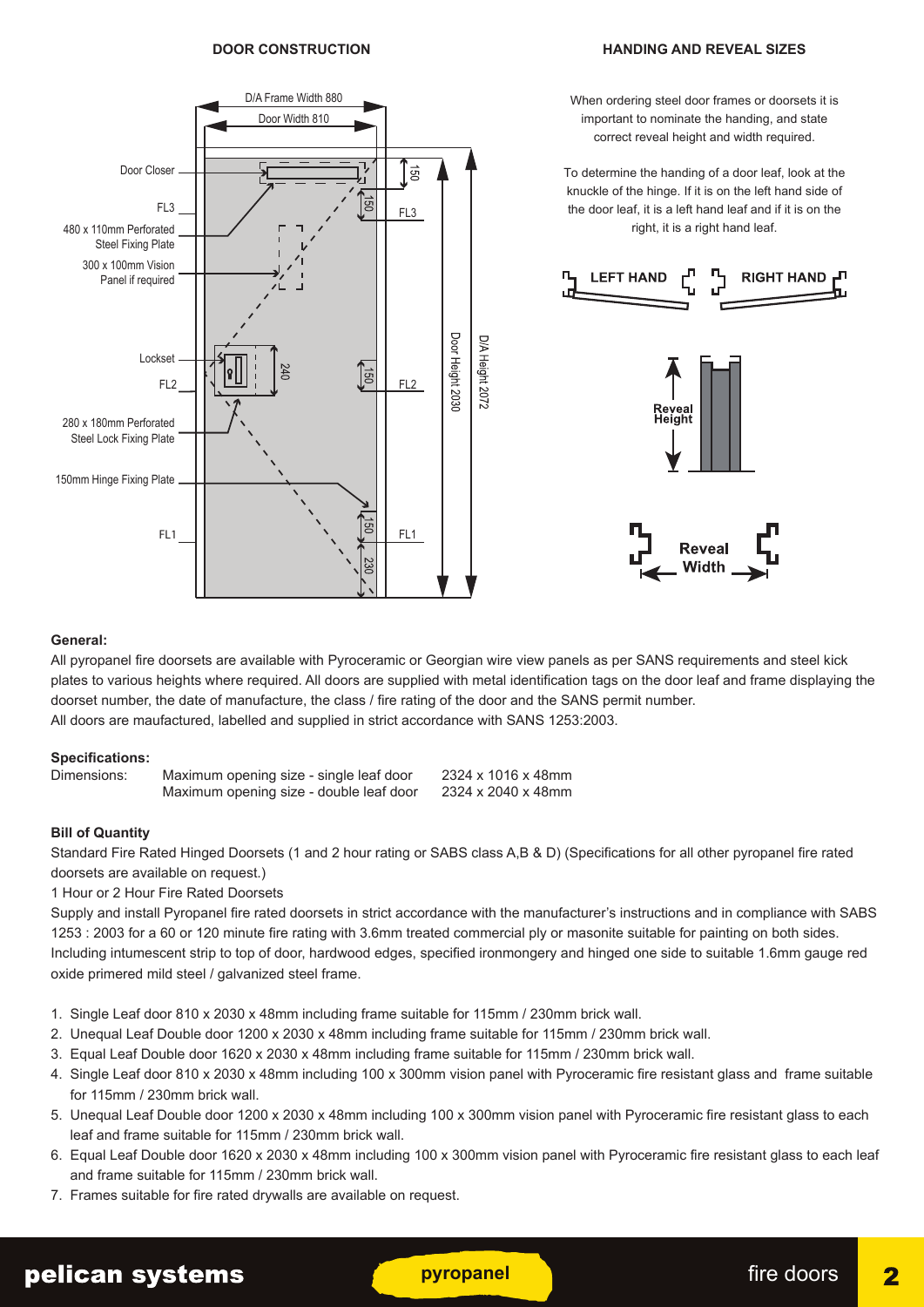## DOOR CONSTRUCTION

D/A Frame Width 880

Door Width 810

Door Closer

FL3

480 x 110mm Perforated Steel Fixing Plate

300 x 100mm Vision Panel if required

Lockset

FL2

280 x 180mm Perforated Steel Lock Fixing Plate

150mm Hinge Fixing Plate

FL1

150

150

FL3

240

150

FL2

150

230

FL1

Door Height 2030

D/A Height 2072

## HANDING AND REVEAL SIZES

When ordering steel door frames or doorsets it is important to nominate the handing, and state correct reveal height and width required.

To determine the handing of a door leaf, look at the knuckle of the hinge. If it is on the left hand side of the door leaf, it is a left hand leaf and if it is on the right, it is a right hand leaf.

LEFT HAND

RIGHT HAND

Reveal Height

Reveal Width

### General:

All pyropanel fire doorsets are available with Pyroceramic or Georgian wire view panels as per SANS requirements and steel kick plates to various heights where required. All doors are supplied with metal identification tags on the door leaf and frame displaying the doorset number, the date of manufacture, the class / fire rating of the door and the SANS permit number.
All doors are maufactured, labelled and supplied in strict accordance with SANS 1253:2003.

### Specifications:

| | | |
|---|---|---|
| Dimensions: | Maximum opening size - single leaf door | 2324 x 1016 x 48mm |
| | Maximum opening size - double leaf door | 2324 x 2040 x 48mm |

### Bill of Quantity

Standard Fire Rated Hinged Doorsets (1 and 2 hour rating or SABS class A,B & D) (Specifications for all other pyropanel fire rated doorsets are available on request.)

1 Hour or 2 Hour Fire Rated Doorsets

Supply and install Pyropanel fire rated doorsets in strict accordance with the manufacturer's instructions and in compliance with SABS 1253 : 2003 for a 60 or 120 minute fire rating with 3.6mm treated commercial ply or masonite suitable for painting on both sides. Including intumescent strip to top of door, hardwood edges, specified ironmongery and hinged one side to suitable 1.6mm gauge red oxide primered mild steel / galvanized steel frame.

1. Single Leaf door 810 x 2030 x 48mm including frame suitable for 115mm / 230mm brick wall.
2. Unequal Leaf Double door 1200 x 2030 x 48mm including frame suitable for 115mm / 230mm brick wall.
3. Equal Leaf Double door 1620 x 2030 x 48mm including frame suitable for 115mm / 230mm brick wall.
4. Single Leaf door 810 x 2030 x 48mm including 100 x 300mm vision panel with Pyroceramic fire resistant glass and frame suitable for 115mm / 230mm brick wall.
5. Unequal Leaf Double door 1200 x 2030 x 48mm including 100 x 300mm vision panel with Pyroceramic fire resistant glass to each leaf and frame suitable for 115mm / 230mm brick wall.
6. Equal Leaf Double door 1620 x 2030 x 48mm including 100 x 300mm vision panel with Pyroceramic fire resistant glass to each leaf and frame suitable for 115mm / 230mm brick wall.
7. Frames suitable for fire rated drywalls are available on request.